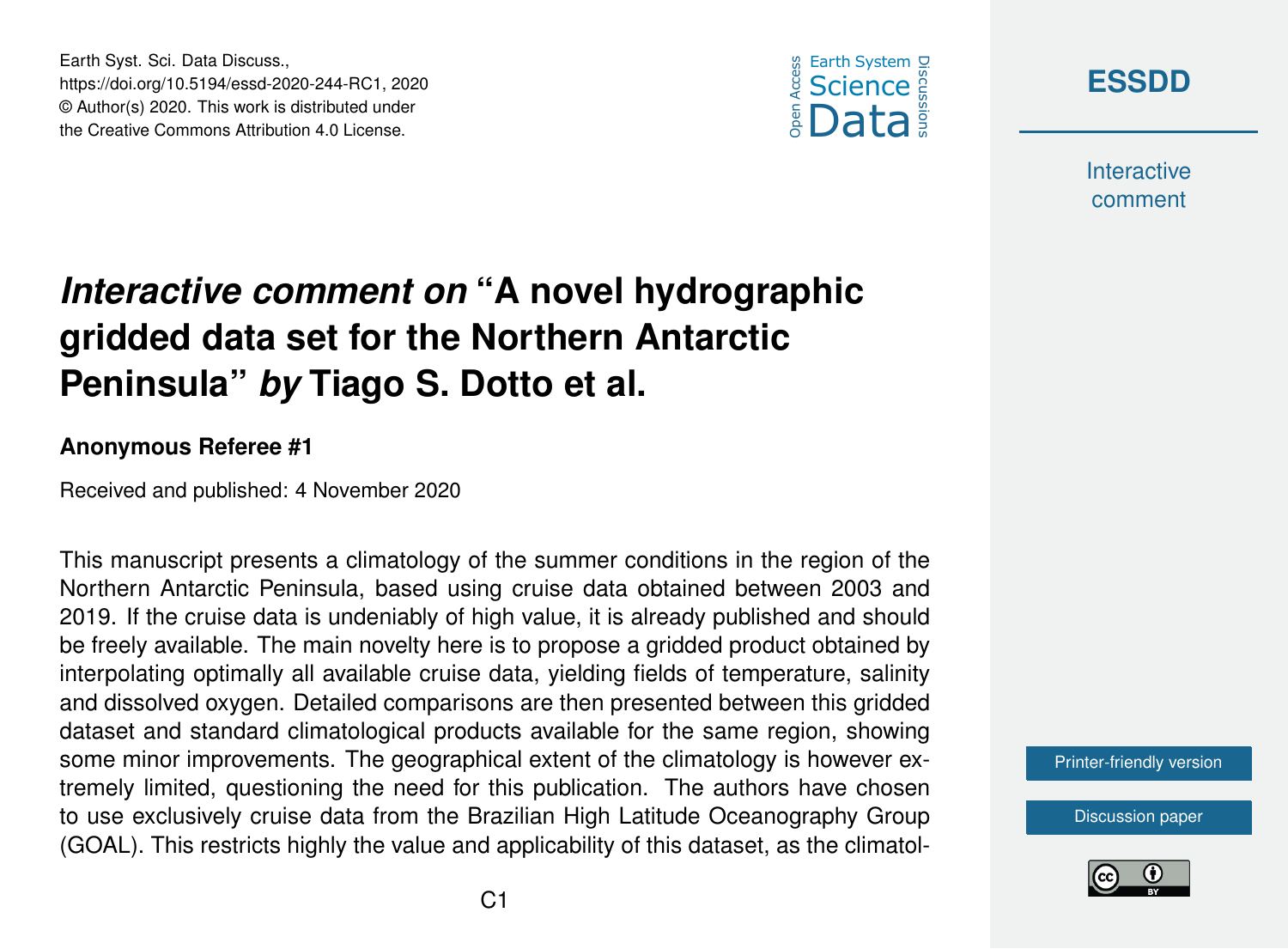# *Interactive comment on* "A novel hydrographic gridded data set for the Northern Antarctic Peninsula" *by* Tiago S. Dotto et al.

**Anonymous Referee #1**

Received and published: 4 November 2020

This manuscript presents a climatology of the summer conditions in the region of the Northern Antarctic Peninsula, based using cruise data obtained between 2003 and 2019. If the cruise data is undeniably of high value, it is already published and should be freely available. The main novelty here is to propose a gridded product obtained by interpolating optimally all available cruise data, yielding fields of temperature, salinity and dissolved oxygen. Detailed comparisons are then presented between this gridded dataset and standard climatological products available for the same region, showing some minor improvements. The geographical extent of the climatology is however extremely limited, questioning the need for this publication. The authors have chosen to use exclusively cruise data from the Brazilian High Latitude Oceanography Group (GOAL). This restricts highly the value and applicability of this dataset, as the climatol-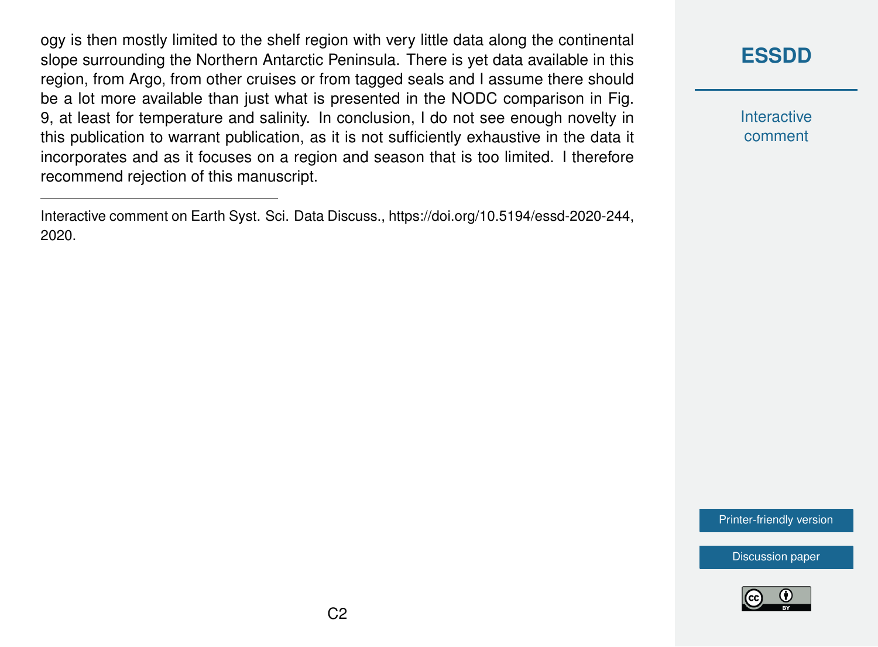ogy is then mostly limited to the shelf region with very little data along the continental slope surrounding the Northern Antarctic Peninsula. There is yet data available in this region, from Argo, from other cruises or from tagged seals and I assume there should be a lot more available than just what is presented in the NODC comparison in Fig. 9, at least for temperature and salinity. In conclusion, I do not see enough novelty in this publication to warrant publication, as it is not sufficiently exhaustive in the data it incorporates and as it focuses on a region and season that is too limited. I therefore recommend rejection of this manuscript.

---

Interactive comment on Earth Syst. Sci. Data Discuss., https://doi.org/10.5194/essd-2020-244, 2020.